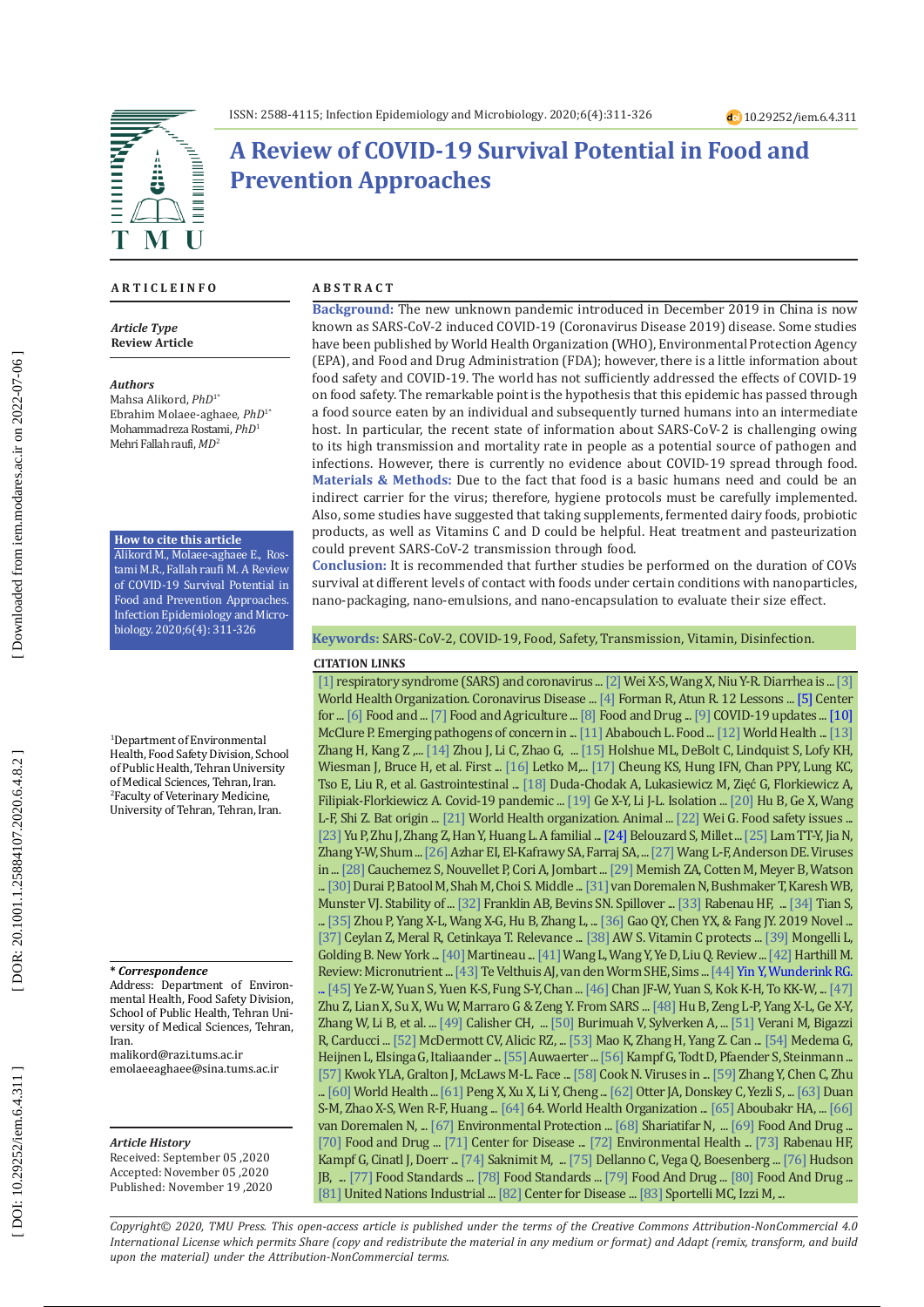ISSN: 2588-4115; Infection Epidemiology and Microbiology. 2020;6(4):311-326

10.29252/iem.6.4.311

# A Review of COVID-19 Survival Potential in Food and Prevention Approaches

## ARTICLE INFO

*Article Type*
**Review Article**

*Authors*
Mahsa Alikord, *PhD*[1*]
Ebrahim Molaee-aghaee, *PhD*[1*]
Mohammadreza Rostami, *PhD*[1]
Mehri Fallah raufi, *MD*[2]

**How to cite this article**
Alikord M., Molaee-aghaee E., Rostami M.R., Fallah raufi M. A Review of COVID-19 Survival Potential in Food and Prevention Approaches. Infection Epidemiology and Microbiology. 2020;6(4): 311-326

[1]Department of Environmental Health, Food Safety Division, School of Public Health, Tehran University of Medical Sciences, Tehran, Iran.
[2]Faculty of Veterinary Medicine, University of Tehran, Tehran, Iran.

**\* *Correspondence***
Address: Department of Environmental Health, Food Safety Division, School of Public Health, Tehran University of Medical Sciences, Tehran, Iran.
malikord@razi.tums.ac.ir
emolaeeaghaee@sina.tums.ac.ir

*Article History*
Received: September 05 ,2020
Accepted: November 05 ,2020
Published: November 19 ,2020

## ABSTRACT

**Background:** The new unknown pandemic introduced in December 2019 in China is now known as SARS-CoV-2 induced COVID-19 (Coronavirus Disease 2019) disease. Some studies have been published by World Health Organization (WHO), Environmental Protection Agency (EPA), and Food and Drug Administration (FDA); however, there is a little information about food safety and COVID-19. The world has not sufficiently addressed the effects of COVID-19 on food safety. The remarkable point is the hypothesis that this epidemic has passed through a food source eaten by an individual and subsequently turned humans into an intermediate host. In particular, the recent state of information about SARS-CoV-2 is challenging owing to its high transmission and mortality rate in people as a potential source of pathogen and infections. However, there is currently no evidence about COVID-19 spread through food.

**Materials & Methods:** Due to the fact that food is a basic humans need and could be an indirect carrier for the virus; therefore, hygiene protocols must be carefully implemented. Also, some studies have suggested that taking supplements, fermented dairy foods, probiotic products, as well as Vitamins C and D could be helpful. Heat treatment and pasteurization could prevent SARS-CoV-2 transmission through food.

**Conclusion:** It is recommended that further studies be performed on the duration of COVs survival at different levels of contact with foods under certain conditions with nanoparticles, nano-packaging, nano-emulsions, and nano-encapsulation to evaluate their size effect.

**Keywords:** SARS-CoV-2, COVID-19, Food, Safety, Transmission, Vitamin, Disinfection.

### CITATION LINKS

[1] respiratory syndrome (SARS) and coronavirus ... [2] Wei X-S, Wang X, Niu Y-R. Diarrhea is ... [3] World Health Organization. Coronavirus Disease ... [4] Forman R, Atun R. 12 Lessons ... [5] Center for ... [6] Food and ... [7] Food and Agriculture ... [8] Food and Drug ... [9] COVID-19 updates ... [10] McClure P. Emerging pathogens of concern in ... [11] Ababouch L. Food ... [12] World Health ... [13] Zhang H, Kang Z ,... [14] Zhou J, Li C, Zhao G, ... [15] Holshue ML, DeBolt C, Lindquist S, Lofy KH, Wiesman J, Bruce H, et al. First ... [16] Letko M,... [17] Cheung KS, Hung IFN, Chan PPY, Lung KC, Tso E, Liu R, et al. Gastrointestinal ... [18] Duda-Chodak A, Lukasiewicz M, Zięć G, Florkiewicz A, Filipiak-Florkiewicz A. Covid-19 pandemic ... [19] Ge X-Y, Li J-L. Isolation ... [20] Hu B, Ge X, Wang L-F, Shi Z. Bat origin ... [21] World Health organization. Animal ... [22] Wei G. Food safety issues ... [23] Yu P, Zhu J, Zhang Z, Han Y, Huang L. A familial ... [24] Belouzard S, Millet ... [25] Lam TT-Y, Jia N, Zhang Y-W, Shum ... [26] Azhar EI, El-Kafrawy SA, Farraj SA, ... [27] Wang L-F, Anderson DE. Viruses in ... [28] Cauchemez S, Nouvellet P, Cori A, Jombart ... [29] Memish ZA, Cotten M, Meyer B, Watson ... [30] Durai P, Batool M, Shah M, Choi S. Middle ... [31] van Doremalen N, Bushmaker T, Karesh WB, Munster VJ. Stability of ... [32] Franklin AB, Bevins SN. Spillover ... [33] Rabenau HF, ... [34] Tian S, ... [35] Zhou P, Yang X-L, Wang X-G, Hu B, Zhang L, ... [36] Gao QY, Chen YX, & Fang JY. 2019 Novel ... [37] Ceylan Z, Meral R, Cetinkaya T. Relevance ... [38] AW S. Vitamin C protects ... [39] Mongelli L, Golding B. New York ... [40] Martineau ... [41] Wang L, Wang Y, Ye D, Liu Q. Review ... [42] Harthill M. Review: Micronutrient ... [43] Te Velthuis AJ, van den Worm SHE, Sims ... [44] Yin Y, Wunderink RG. ... [45] Ye Z-W, Yuan S, Yuen K-S, Fung S-Y, Chan ... [46] Chan JF-W, Yuan S, Kok K-H, To KK-W, ... [47] Zhu Z, Lian X, Su X, Wu W, Marraro G & Zeng Y. From SARS ... [48] Hu B, Zeng L-P, Yang X-L, Ge X-Y, Zhang W, Li B, et al. ... [49] Calisher CH, ... [50] Burimuah V, Sylverken A, ... [51] Verani M, Bigazzi R, Carducci ... [52] McDermott CV, Alicic RZ, ... [53] Mao K, Zhang H, Yang Z. Can ... [54] Medema G, Heijnen L, Elsinga G, Italiaander ... [55] Auwaerter ... [56] Kampf G, Todt D, Pfaender S, Steinmann ... [57] Kwok YLA, Gralton J, McLaws M-L. Face ... [58] Cook N. Viruses in ... [59] Zhang Y, Chen C, Zhu ... [60] World Health ... [61] Peng X, Xu X, Li Y, Cheng ... [62] Otter JA, Donskey C, Yezli S, ... [63] Duan S-M, Zhao X-S, Wen R-F, Huang ... [64] 64. World Health Organization ... [65] Aboubakr HA, ... [66] van Doremalen N, ... [67] Environmental Protection ... [68] Shariatifar N, ... [69] Food And Drug ... [70] Food and Drug ... [71] Center for Disease ... [72] Environmental Health ... [73] Rabenau HF, Kampf G, Cinatl J, Doerr ... [74] Saknimit M, ... [75] Dellanno C, Vega Q, Boesenberg ... [76] Hudson JB, ... [77] Food Standards ... [78] Food Standards ... [79] Food And Drug ... [80] Food And Drug ... [81] United Nations Industrial ... [82] Center for Disease ... [83] Sportelli MC, Izzi M, ...

*Copyright© 2020, TMU Press. This open-access article is published under the terms of the Creative Commons Attribution-NonCommercial 4.0 International License which permits Share (copy and redistribute the material in any medium or format) and Adapt (remix, transform, and build upon the material) under the Attribution-NonCommercial terms.*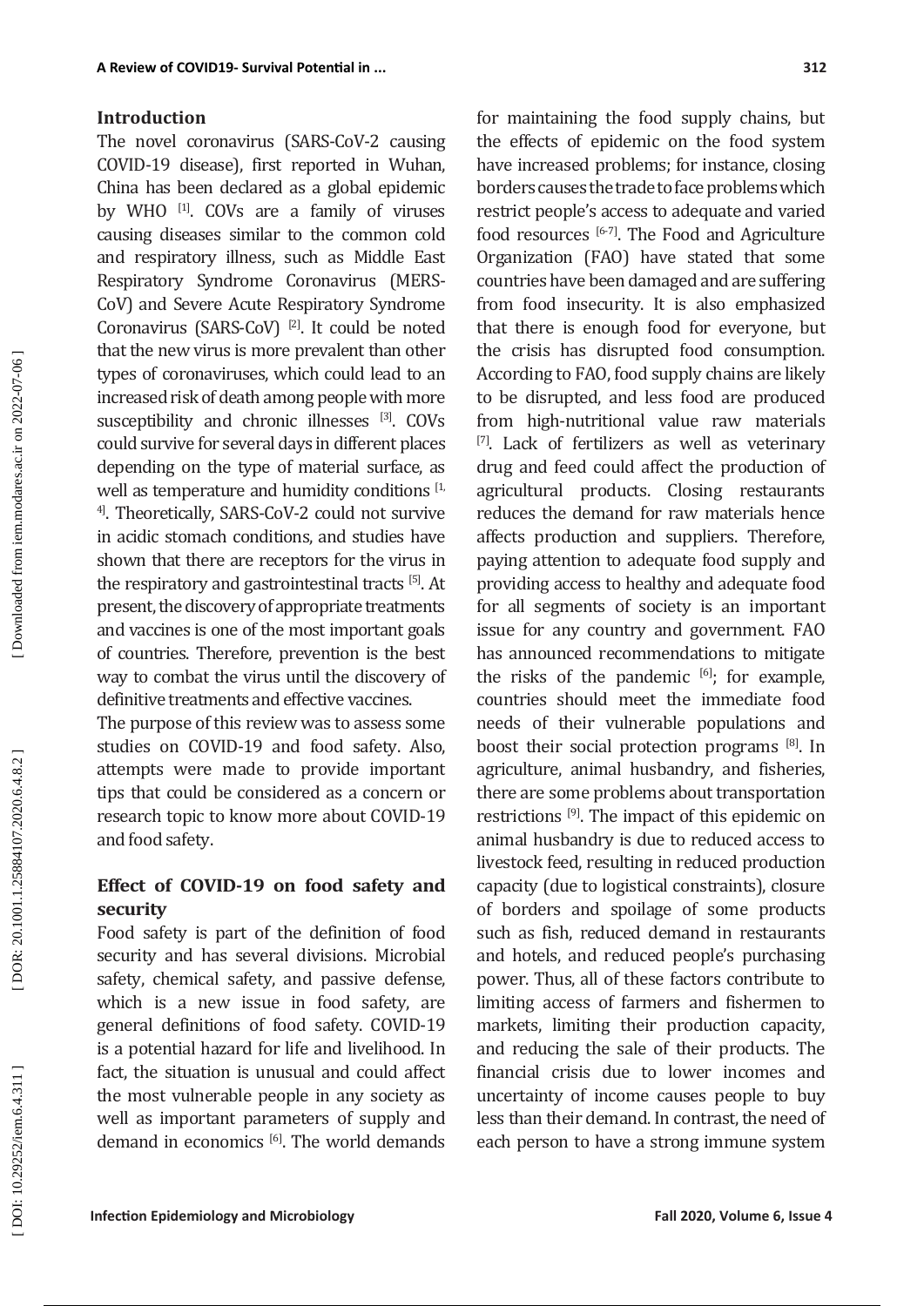## Introduction

The novel coronavirus (SARS-CoV-2 causing COVID-19 disease), first reported in Wuhan, China has been declared as a global epidemic by WHO [1]. COVs are a family of viruses causing diseases similar to the common cold and respiratory illness, such as Middle East Respiratory Syndrome Coronavirus (MERS-CoV) and Severe Acute Respiratory Syndrome Coronavirus (SARS-CoV) [2]. It could be noted that the new virus is more prevalent than other types of coronaviruses, which could lead to an increased risk of death among people with more susceptibility and chronic illnesses [3]. COVs could survive for several days in different places depending on the type of material surface, as well as temperature and humidity conditions [1, 4]. Theoretically, SARS-CoV-2 could not survive in acidic stomach conditions, and studies have shown that there are receptors for the virus in the respiratory and gastrointestinal tracts [5]. At present, the discovery of appropriate treatments and vaccines is one of the most important goals of countries. Therefore, prevention is the best way to combat the virus until the discovery of definitive treatments and effective vaccines.

The purpose of this review was to assess some studies on COVID-19 and food safety. Also, attempts were made to provide important tips that could be considered as a concern or research topic to know more about COVID-19 and food safety.

## Effect of COVID-19 on food safety and security

Food safety is part of the definition of food security and has several divisions. Microbial safety, chemical safety, and passive defense, which is a new issue in food safety, are general definitions of food safety. COVID-19 is a potential hazard for life and livelihood. In fact, the situation is unusual and could affect the most vulnerable people in any society as well as important parameters of supply and demand in economics [6]. The world demands for maintaining the food supply chains, but the effects of epidemic on the food system have increased problems; for instance, closing borders causes the trade to face problems which restrict people's access to adequate and varied food resources [6-7]. The Food and Agriculture Organization (FAO) have stated that some countries have been damaged and are suffering from food insecurity. It is also emphasized that there is enough food for everyone, but the crisis has disrupted food consumption. According to FAO, food supply chains are likely to be disrupted, and less food are produced from high-nutritional value raw materials [7]. Lack of fertilizers as well as veterinary drug and feed could affect the production of agricultural products. Closing restaurants reduces the demand for raw materials hence affects production and suppliers. Therefore, paying attention to adequate food supply and providing access to healthy and adequate food for all segments of society is an important issue for any country and government. FAO has announced recommendations to mitigate the risks of the pandemic [6]; for example, countries should meet the immediate food needs of their vulnerable populations and boost their social protection programs [8]. In agriculture, animal husbandry, and fisheries, there are some problems about transportation restrictions [9]. The impact of this epidemic on animal husbandry is due to reduced access to livestock feed, resulting in reduced production capacity (due to logistical constraints), closure of borders and spoilage of some products such as fish, reduced demand in restaurants and hotels, and reduced people's purchasing power. Thus, all of these factors contribute to limiting access of farmers and fishermen to markets, limiting their production capacity, and reducing the sale of their products. The financial crisis due to lower incomes and uncertainty of income causes people to buy less than their demand. In contrast, the need of each person to have a strong immune system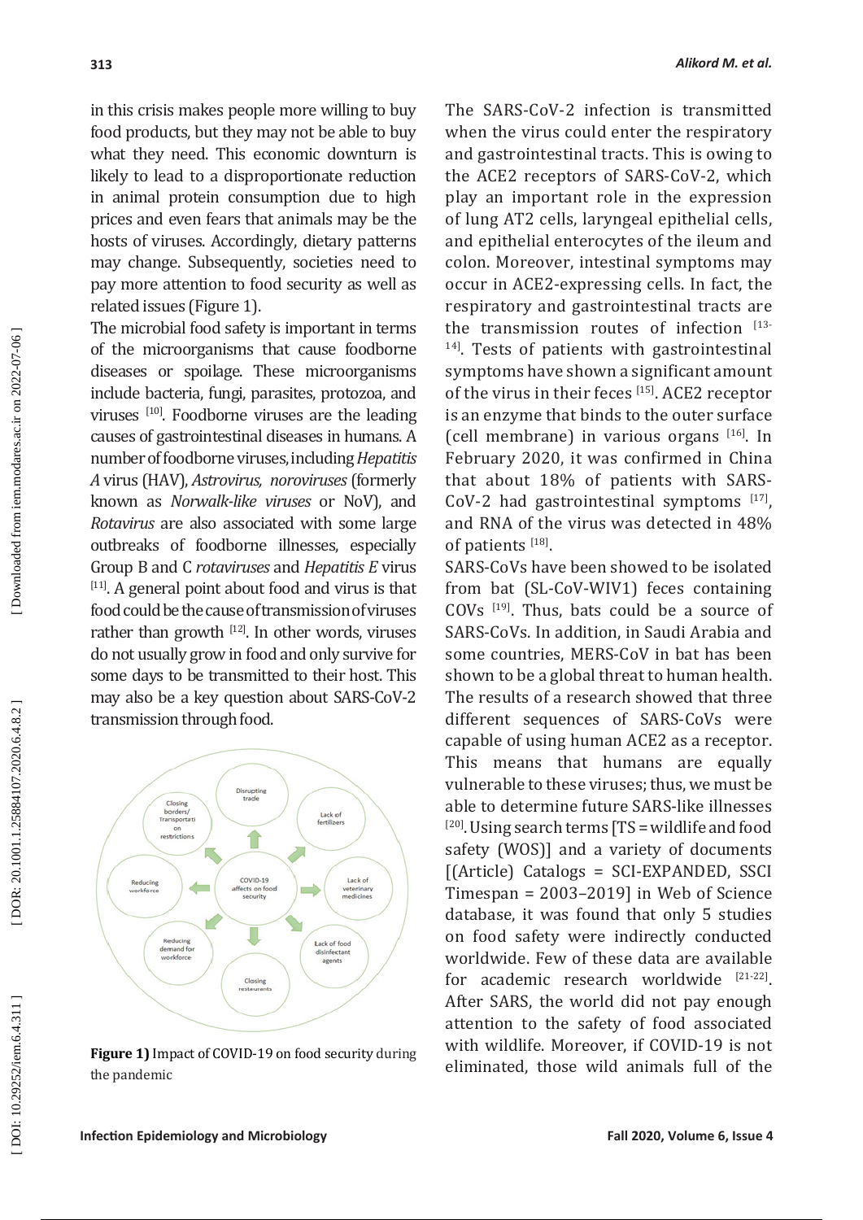in this crisis makes people more willing to buy food products, but they may not be able to buy what they need. This economic downturn is likely to lead to a disproportionate reduction in animal protein consumption due to high prices and even fears that animals may be the hosts of viruses. Accordingly, dietary patterns may change. Subsequently, societies need to pay more attention to food security as well as related issues (Figure 1).

The microbial food safety is important in terms of the microorganisms that cause foodborne diseases or spoilage. These microorganisms include bacteria, fungi, parasites, protozoa, and viruses [10]. Foodborne viruses are the leading causes of gastrointestinal diseases in humans. A number of foodborne viruses, including *Hepatitis A* virus (HAV), *Astrovirus, noroviruses* (formerly known as *Norwalk-like viruses* or NoV), and *Rotavirus* are also associated with some large outbreaks of foodborne illnesses, especially Group B and C *rotaviruses* and *Hepatitis E* virus [11]. A general point about food and virus is that food could be the cause of transmission of viruses rather than growth [12]. In other words, viruses do not usually grow in food and only survive for some days to be transmitted to their host. This may also be a key question about SARS-CoV-2 transmission through food.

**Figure 1)** Impact of COVID-19 on food security during the pandemic

The SARS-CoV-2 infection is transmitted when the virus could enter the respiratory and gastrointestinal tracts. This is owing to the ACE2 receptors of SARS-CoV-2, which play an important role in the expression of lung AT2 cells, laryngeal epithelial cells, and epithelial enterocytes of the ileum and colon. Moreover, intestinal symptoms may occur in ACE2-expressing cells. In fact, the respiratory and gastrointestinal tracts are the transmission routes of infection [13-14]. Tests of patients with gastrointestinal symptoms have shown a significant amount of the virus in their feces [15]. ACE2 receptor is an enzyme that binds to the outer surface (cell membrane) in various organs [16]. In February 2020, it was confirmed in China that about 18% of patients with SARS-CoV-2 had gastrointestinal symptoms [17], and RNA of the virus was detected in 48% of patients [18].

SARS-CoVs have been showed to be isolated from bat (SL-CoV-WIV1) feces containing COVs [19]. Thus, bats could be a source of SARS-CoVs. In addition, in Saudi Arabia and some countries, MERS-CoV in bat has been shown to be a global threat to human health. The results of a research showed that three different sequences of SARS-CoVs were capable of using human ACE2 as a receptor. This means that humans are equally vulnerable to these viruses; thus, we must be able to determine future SARS-like illnesses [20]. Using search terms [TS = wildlife and food safety (WOS)] and a variety of documents [(Article) Catalogs = SCI-EXPANDED, SSCI Timespan = 2003–2019] in Web of Science database, it was found that only 5 studies on food safety were indirectly conducted worldwide. Few of these data are available for academic research worldwide [21-22]. After SARS, the world did not pay enough attention to the safety of food associated with wildlife. Moreover, if COVID-19 is not eliminated, those wild animals full of the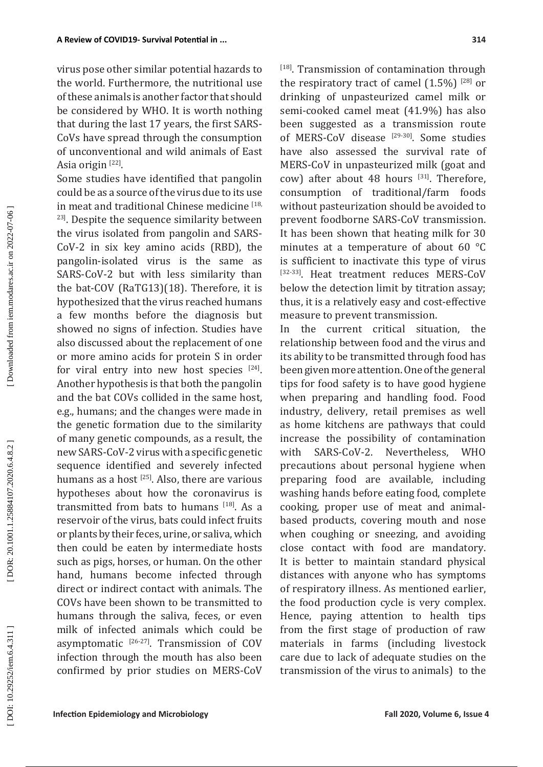virus pose other similar potential hazards to the world. Furthermore, the nutritional use of these animals is another factor that should be considered by WHO. It is worth nothing that during the last 17 years, the first SARS-CoVs have spread through the consumption of unconventional and wild animals of East Asia origin [22].

Some studies have identified that pangolin could be as a source of the virus due to its use in meat and traditional Chinese medicine [18, 23]. Despite the sequence similarity between the virus isolated from pangolin and SARS-CoV-2 in six key amino acids (RBD), the pangolin-isolated virus is the same as SARS-CoV-2 but with less similarity than the bat-COV (RaTG13)(18). Therefore, it is hypothesized that the virus reached humans a few months before the diagnosis but showed no signs of infection. Studies have also discussed about the replacement of one or more amino acids for protein S in order for viral entry into new host species [24]. Another hypothesis is that both the pangolin and the bat COVs collided in the same host, e.g., humans; and the changes were made in the genetic formation due to the similarity of many genetic compounds, as a result, the new SARS-CoV-2 virus with a specific genetic sequence identified and severely infected humans as a host [25]. Also, there are various hypotheses about how the coronavirus is transmitted from bats to humans [18]. As a reservoir of the virus, bats could infect fruits or plants by their feces, urine, or saliva, which then could be eaten by intermediate hosts such as pigs, horses, or human. On the other hand, humans become infected through direct or indirect contact with animals. The COVs have been shown to be transmitted to humans through the saliva, feces, or even milk of infected animals which could be asymptomatic [26-27]. Transmission of COV infection through the mouth has also been confirmed by prior studies on MERS-CoV [18]. Transmission of contamination through the respiratory tract of camel (1.5%) [28] or drinking of unpasteurized camel milk or semi-cooked camel meat (41.9%) has also been suggested as a transmission route of MERS-CoV disease [29-30]. Some studies have also assessed the survival rate of MERS-CoV in unpasteurized milk (goat and cow) after about 48 hours [31]. Therefore, consumption of traditional/farm foods without pasteurization should be avoided to prevent foodborne SARS-CoV transmission. It has been shown that heating milk for 30 minutes at a temperature of about 60 °C is sufficient to inactivate this type of virus [32-33]. Heat treatment reduces MERS-CoV below the detection limit by titration assay; thus, it is a relatively easy and cost-effective measure to prevent transmission.

In the current critical situation, the relationship between food and the virus and its ability to be transmitted through food has been given more attention. One of the general tips for food safety is to have good hygiene when preparing and handling food. Food industry, delivery, retail premises as well as home kitchens are pathways that could increase the possibility of contamination with SARS-CoV-2. Nevertheless, WHO precautions about personal hygiene when preparing food are available, including washing hands before eating food, complete cooking, proper use of meat and animal-based products, covering mouth and nose when coughing or sneezing, and avoiding close contact with food are mandatory. It is better to maintain standard physical distances with anyone who has symptoms of respiratory illness. As mentioned earlier, the food production cycle is very complex. Hence, paying attention to health tips from the first stage of production of raw materials in farms (including livestock care due to lack of adequate studies on the transmission of the virus to animals) to the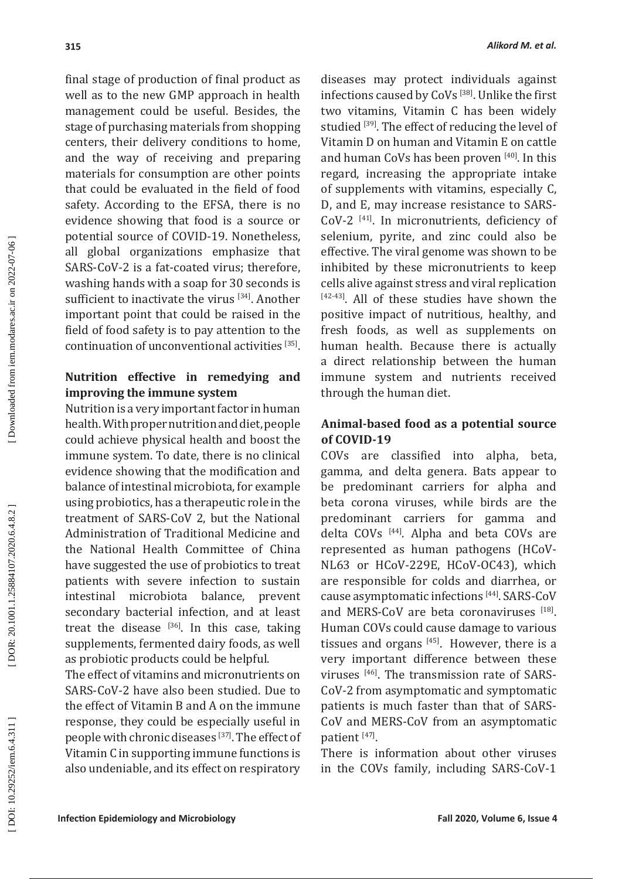final stage of production of final product as well as to the new GMP approach in health management could be useful. Besides, the stage of purchasing materials from shopping centers, their delivery conditions to home, and the way of receiving and preparing materials for consumption are other points that could be evaluated in the field of food safety. According to the EFSA, there is no evidence showing that food is a source or potential source of COVID-19. Nonetheless, all global organizations emphasize that SARS-CoV-2 is a fat-coated virus; therefore, washing hands with a soap for 30 seconds is sufficient to inactivate the virus [34]. Another important point that could be raised in the field of food safety is to pay attention to the continuation of unconventional activities [35].

## Nutrition effective in remedying and improving the immune system

Nutrition is a very important factor in human health. With proper nutrition and diet, people could achieve physical health and boost the immune system. To date, there is no clinical evidence showing that the modification and balance of intestinal microbiota, for example using probiotics, has a therapeutic role in the treatment of SARS-CoV 2, but the National Administration of Traditional Medicine and the National Health Committee of China have suggested the use of probiotics to treat patients with severe infection to sustain intestinal microbiota balance, prevent secondary bacterial infection, and at least treat the disease [36]. In this case, taking supplements, fermented dairy foods, as well as probiotic products could be helpful.

The effect of vitamins and micronutrients on SARS-CoV-2 have also been studied. Due to the effect of Vitamin B and A on the immune response, they could be especially useful in people with chronic diseases [37]. The effect of Vitamin C in supporting immune functions is also undeniable, and its effect on respiratory diseases may protect individuals against infections caused by CoVs [38]. Unlike the first two vitamins, Vitamin C has been widely studied [39]. The effect of reducing the level of Vitamin D on human and Vitamin E on cattle and human CoVs has been proven [40]. In this regard, increasing the appropriate intake of supplements with vitamins, especially C, D, and E, may increase resistance to SARS-CoV-2 [41]. In micronutrients, deficiency of selenium, pyrite, and zinc could also be effective. The viral genome was shown to be inhibited by these micronutrients to keep cells alive against stress and viral replication [42-43]. All of these studies have shown the positive impact of nutritious, healthy, and fresh foods, as well as supplements on human health. Because there is actually a direct relationship between the human immune system and nutrients received through the human diet.

## Animal-based food as a potential source of COVID-19

COVs are classified into alpha, beta, gamma, and delta genera. Bats appear to be predominant carriers for alpha and beta corona viruses, while birds are the predominant carriers for gamma and delta COVs [44]. Alpha and beta COVs are represented as human pathogens (HCoV-NL63 or HCoV-229E, HCoV-OC43), which are responsible for colds and diarrhea, or cause asymptomatic infections [44]. SARS-CoV and MERS-CoV are beta coronaviruses [18]. Human COVs could cause damage to various tissues and organs [45]. However, there is a very important difference between these viruses [46]. The transmission rate of SARS-CoV-2 from asymptomatic and symptomatic patients is much faster than that of SARS-CoV and MERS-CoV from an asymptomatic patient [47].

There is information about other viruses in the COVs family, including SARS-CoV-1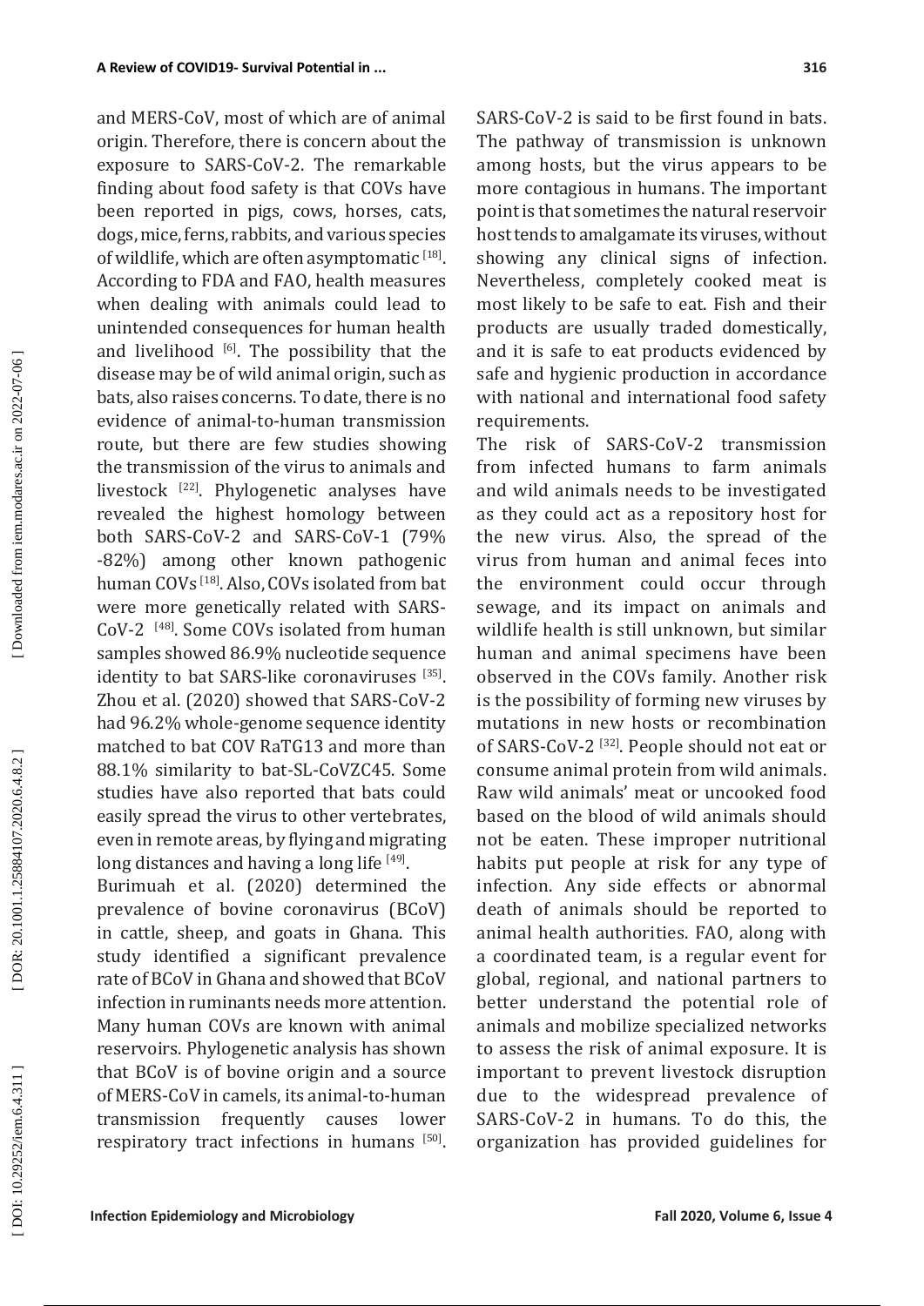and MERS-CoV, most of which are of animal origin. Therefore, there is concern about the exposure to SARS-CoV-2. The remarkable finding about food safety is that COVs have been reported in pigs, cows, horses, cats, dogs, mice, ferns, rabbits, and various species of wildlife, which are often asymptomatic [18]. According to FDA and FAO, health measures when dealing with animals could lead to unintended consequences for human health and livelihood [6]. The possibility that the disease may be of wild animal origin, such as bats, also raises concerns. To date, there is no evidence of animal-to-human transmission route, but there are few studies showing the transmission of the virus to animals and livestock [22]. Phylogenetic analyses have revealed the highest homology between both SARS-CoV-2 and SARS-CoV-1 (79% -82%) among other known pathogenic human COVs [18]. Also, COVs isolated from bat were more genetically related with SARS-CoV-2 [48]. Some COVs isolated from human samples showed 86.9% nucleotide sequence identity to bat SARS-like coronaviruses [35]. Zhou et al. (2020) showed that SARS-CoV-2 had 96.2% whole-genome sequence identity matched to bat COV RaTG13 and more than 88.1% similarity to bat-SL-CoVZC45. Some studies have also reported that bats could easily spread the virus to other vertebrates, even in remote areas, by flying and migrating long distances and having a long life [49].

Burimuah et al. (2020) determined the prevalence of bovine coronavirus (BCoV) in cattle, sheep, and goats in Ghana. This study identified a significant prevalence rate of BCoV in Ghana and showed that BCoV infection in ruminants needs more attention. Many human COVs are known with animal reservoirs. Phylogenetic analysis has shown that BCoV is of bovine origin and a source of MERS-CoV in camels, its animal-to-human transmission frequently causes lower respiratory tract infections in humans [50]. SARS-CoV-2 is said to be first found in bats. The pathway of transmission is unknown among hosts, but the virus appears to be more contagious in humans. The important point is that sometimes the natural reservoir host tends to amalgamate its viruses, without showing any clinical signs of infection. Nevertheless, completely cooked meat is most likely to be safe to eat. Fish and their products are usually traded domestically, and it is safe to eat products evidenced by safe and hygienic production in accordance with national and international food safety requirements.

The risk of SARS-CoV-2 transmission from infected humans to farm animals and wild animals needs to be investigated as they could act as a repository host for the new virus. Also, the spread of the virus from human and animal feces into the environment could occur through sewage, and its impact on animals and wildlife health is still unknown, but similar human and animal specimens have been observed in the COVs family. Another risk is the possibility of forming new viruses by mutations in new hosts or recombination of SARS-CoV-2 [32]. People should not eat or consume animal protein from wild animals. Raw wild animals' meat or uncooked food based on the blood of wild animals should not be eaten. These improper nutritional habits put people at risk for any type of infection. Any side effects or abnormal death of animals should be reported to animal health authorities. FAO, along with a coordinated team, is a regular event for global, regional, and national partners to better understand the potential role of animals and mobilize specialized networks to assess the risk of animal exposure. It is important to prevent livestock disruption due to the widespread prevalence of SARS-CoV-2 in humans. To do this, the organization has provided guidelines for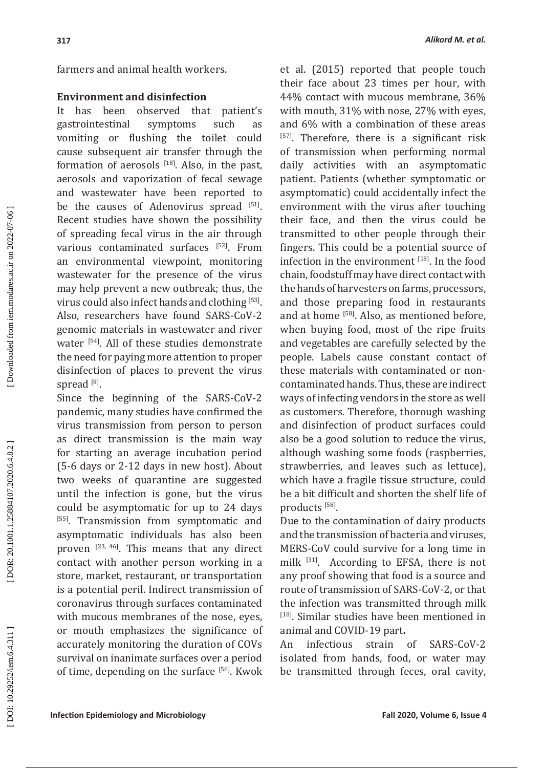farmers and animal health workers.

## Environment and disinfection

It has been observed that patient's gastrointestinal symptoms such as vomiting or flushing the toilet could cause subsequent air transfer through the formation of aerosols [18]. Also, in the past, aerosols and vaporization of fecal sewage and wastewater have been reported to be the causes of Adenovirus spread [51]. Recent studies have shown the possibility of spreading fecal virus in the air through various contaminated surfaces [52]. From an environmental viewpoint, monitoring wastewater for the presence of the virus may help prevent a new outbreak; thus, the virus could also infect hands and clothing [53]. Also, researchers have found SARS-CoV-2 genomic materials in wastewater and river water [54]. All of these studies demonstrate the need for paying more attention to proper disinfection of places to prevent the virus spread [8].

Since the beginning of the SARS-CoV-2 pandemic, many studies have confirmed the virus transmission from person to person as direct transmission is the main way for starting an average incubation period (5-6 days or 2-12 days in new host). About two weeks of quarantine are suggested until the infection is gone, but the virus could be asymptomatic for up to 24 days [55]. Transmission from symptomatic and asymptomatic individuals has also been proven [23, 46]. This means that any direct contact with another person working in a store, market, restaurant, or transportation is a potential peril. Indirect transmission of coronavirus through surfaces contaminated with mucous membranes of the nose, eyes, or mouth emphasizes the significance of accurately monitoring the duration of COVs survival on inanimate surfaces over a period of time, depending on the surface [56]. Kwok et al. (2015) reported that people touch their face about 23 times per hour, with 44% contact with mucous membrane, 36% with mouth, 31% with nose, 27% with eyes, and 6% with a combination of these areas [57]. Therefore, there is a significant risk of transmission when performing normal daily activities with an asymptomatic patient. Patients (whether symptomatic or asymptomatic) could accidentally infect the environment with the virus after touching their face, and then the virus could be transmitted to other people through their fingers. This could be a potential source of infection in the environment [18]. In the food chain, foodstuff may have direct contact with the hands of harvesters on farms, processors, and those preparing food in restaurants and at home [58]. Also, as mentioned before, when buying food, most of the ripe fruits and vegetables are carefully selected by the people. Labels cause constant contact of these materials with contaminated or non-contaminated hands. Thus, these are indirect ways of infecting vendors in the store as well as customers. Therefore, thorough washing and disinfection of product surfaces could also be a good solution to reduce the virus, although washing some foods (raspberries, strawberries, and leaves such as lettuce), which have a fragile tissue structure, could be a bit difficult and shorten the shelf life of products [58].

Due to the contamination of dairy products and the transmission of bacteria and viruses, MERS-CoV could survive for a long time in milk [31]. According to EFSA, there is not any proof showing that food is a source and route of transmission of SARS-CoV-2, or that the infection was transmitted through milk [18]. Similar studies have been mentioned in animal and COVID-19 part**.**

An infectious strain of SARS-CoV-2 isolated from hands, food, or water may be transmitted through feces, oral cavity,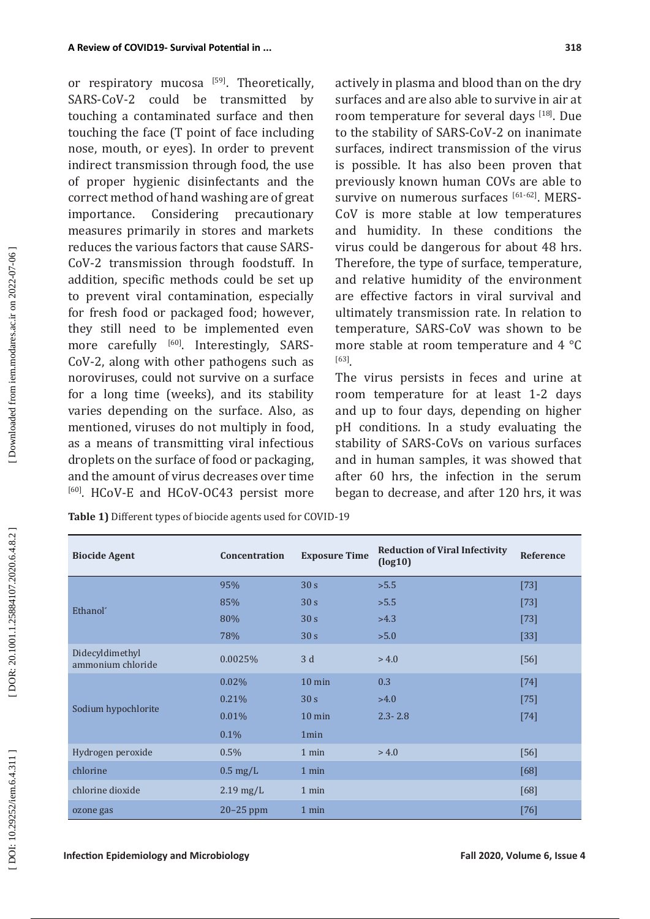or respiratory mucosa [59]. Theoretically, SARS-CoV-2 could be transmitted by touching a contaminated surface and then touching the face (T point of face including nose, mouth, or eyes). In order to prevent indirect transmission through food, the use of proper hygienic disinfectants and the correct method of hand washing are of great importance. Considering precautionary measures primarily in stores and markets reduces the various factors that cause SARS-CoV-2 transmission through foodstuff. In addition, specific methods could be set up to prevent viral contamination, especially for fresh food or packaged food; however, they still need to be implemented even more carefully [60]. Interestingly, SARS-CoV-2, along with other pathogens such as noroviruses, could not survive on a surface for a long time (weeks), and its stability varies depending on the surface. Also, as mentioned, viruses do not multiply in food, as a means of transmitting viral infectious droplets on the surface of food or packaging, and the amount of virus decreases over time [60]. HCoV-E and HCoV-OC43 persist more actively in plasma and blood than on the dry surfaces and are also able to survive in air at room temperature for several days [18]. Due to the stability of SARS-CoV-2 on inanimate surfaces, indirect transmission of the virus is possible. It has also been proven that previously known human COVs are able to survive on numerous surfaces [61-62]. MERS-CoV is more stable at low temperatures and humidity. In these conditions the virus could be dangerous for about 48 hrs. Therefore, the type of surface, temperature, and relative humidity of the environment are effective factors in viral survival and ultimately transmission rate. In relation to temperature, SARS-CoV was shown to be more stable at room temperature and 4 °C [63].

The virus persists in feces and urine at room temperature for at least 1-2 days and up to four days, depending on higher pH conditions. In a study evaluating the stability of SARS-CoVs on various surfaces and in human samples, it was showed that after 60 hrs, the infection in the serum began to decrease, and after 120 hrs, it was

**Table 1)** Different types of biocide agents used for COVID-19

| Biocide Agent | Concentration | Exposure Time | Reduction of Viral Infectivity (log10) | Reference |
|---|---|---|---|---|
| Ethanol* | 95% | 30 s | >5.5 | [73] |
| | 85% | 30 s | >5.5 | [73] |
| | 80% | 30 s | >4.3 | [73] |
| | 78% | 30 s | >5.0 | [33] |
| Didecyldimethyl ammonium chloride | 0.0025% | 3 d | > 4.0 | [56] |
| Sodium hypochlorite | 0.02% | 10 min | 0.3 | [74] |
| | 0.21% | 30 s | >4.0 | [75] |
| | 0.01% | 10 min | 2.3- 2.8 | [74] |
| | 0.1% | 1min | | |
| Hydrogen peroxide | 0.5% | 1 min | > 4.0 | [56] |
| chlorine | 0.5 mg/L | 1 min | | [68] |
| chlorine dioxide | 2.19 mg/L | 1 min | | [68] |
| ozone gas | 20–25 ppm | 1 min | | [76] |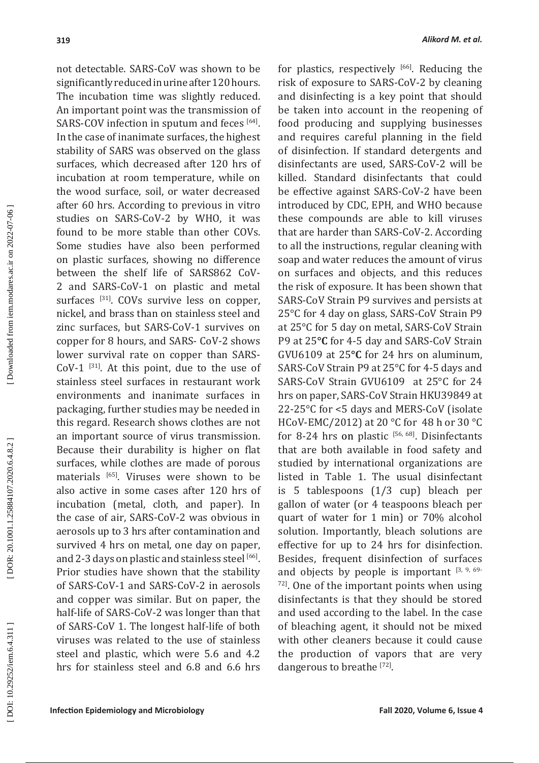not detectable. SARS-CoV was shown to be significantly reduced in urine after 120 hours. The incubation time was slightly reduced. An important point was the transmission of SARS-COV infection in sputum and feces [64]. In the case of inanimate surfaces, the highest stability of SARS was observed on the glass surfaces, which decreased after 120 hrs of incubation at room temperature, while on the wood surface, soil, or water decreased after 60 hrs. According to previous in vitro studies on SARS-CoV-2 by WHO, it was found to be more stable than other COVs. Some studies have also been performed on plastic surfaces, showing no difference between the shelf life of SARS862 CoV-2 and SARS-CoV-1 on plastic and metal surfaces [31]. COVs survive less on copper, nickel, and brass than on stainless steel and zinc surfaces, but SARS-CoV-1 survives on copper for 8 hours, and SARS- CoV-2 shows lower survival rate on copper than SARS-CoV-1 [31]. At this point, due to the use of stainless steel surfaces in restaurant work environments and inanimate surfaces in packaging, further studies may be needed in this regard. Research shows clothes are not an important source of virus transmission. Because their durability is higher on flat surfaces, while clothes are made of porous materials [65]. Viruses were shown to be also active in some cases after 120 hrs of incubation (metal, cloth, and paper). In the case of air, SARS-CoV-2 was obvious in aerosols up to 3 hrs after contamination and survived 4 hrs on metal, one day on paper, and 2-3 days on plastic and stainless steel [66]. Prior studies have shown that the stability of SARS-CoV-1 and SARS-CoV-2 in aerosols and copper was similar. But on paper, the half-life of SARS-CoV-2 was longer than that of SARS-CoV 1. The longest half-life of both viruses was related to the use of stainless steel and plastic, which were 5.6 and 4.2 hrs for stainless steel and 6.8 and 6.6 hrs for plastics, respectively [66]. Reducing the risk of exposure to SARS-CoV-2 by cleaning and disinfecting is a key point that should be taken into account in the reopening of food producing and supplying businesses and requires careful planning in the field of disinfection. If standard detergents and disinfectants are used, SARS-CoV-2 will be killed. Standard disinfectants that could be effective against SARS-CoV-2 have been introduced by CDC, EPH, and WHO because these compounds are able to kill viruses that are harder than SARS-CoV-2. According to all the instructions, regular cleaning with soap and water reduces the amount of virus on surfaces and objects, and this reduces the risk of exposure. It has been shown that SARS-CoV Strain P9 survives and persists at 25°C for 4 day on glass, SARS-CoV Strain P9 at 25°C for 5 day on metal, SARS-CoV Strain P9 at 25**°C** for 4-5 day and SARS-CoV Strain GVU6109 at 25**°C** for 24 hrs on aluminum, SARS-CoV Strain P9 at 25°C for 4-5 days and SARS-CoV Strain GVU6109 at 25°C for 24 hrs on paper, SARS-CoV Strain HKU39849 at 22-25°C for <5 days and MERS-CoV (isolate HCoV-EMC/2012) at 20 °C for 48 h or 30 °C for 8-24 hrs on plastic [56, 68]. Disinfectants that are both available in food safety and studied by international organizations are listed in Table 1. The usual disinfectant is 5 tablespoons (1/3 cup) bleach per gallon of water (or 4 teaspoons bleach per quart of water for 1 min) or 70% alcohol solution. Importantly, bleach solutions are effective for up to 24 hrs for disinfection. Besides, frequent disinfection of surfaces and objects by people is important [3, 9, 69-72]. One of the important points when using disinfectants is that they should be stored and used according to the label. In the case of bleaching agent, it should not be mixed with other cleaners because it could cause the production of vapors that are very dangerous to breathe [72].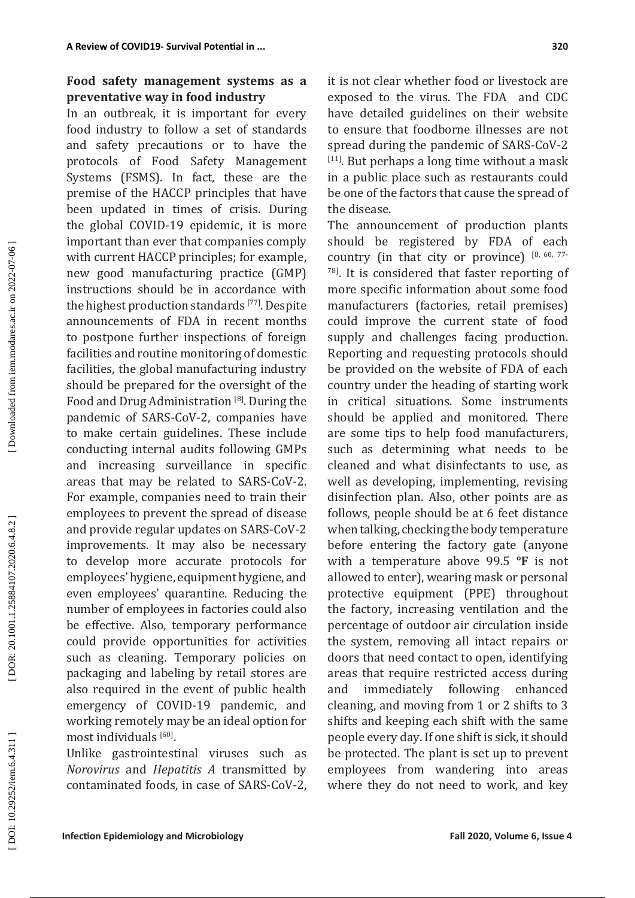## Food safety management systems as a preventative way in food industry

In an outbreak, it is important for every food industry to follow a set of standards and safety precautions or to have the protocols of Food Safety Management Systems (FSMS). In fact, these are the premise of the HACCP principles that have been updated in times of crisis. During the global COVID-19 epidemic, it is more important than ever that companies comply with current HACCP principles; for example, new good manufacturing practice (GMP) instructions should be in accordance with the highest production standards [77]. Despite announcements of FDA in recent months to postpone further inspections of foreign facilities and routine monitoring of domestic facilities, the global manufacturing industry should be prepared for the oversight of the Food and Drug Administration [8]. During the pandemic of SARS-CoV-2, companies have to make certain guidelines. These include conducting internal audits following GMPs and increasing surveillance in specific areas that may be related to SARS-CoV-2. For example, companies need to train their employees to prevent the spread of disease and provide regular updates on SARS-CoV-2 improvements. It may also be necessary to develop more accurate protocols for employees' hygiene, equipment hygiene, and even employees' quarantine. Reducing the number of employees in factories could also be effective. Also, temporary performance could provide opportunities for activities such as cleaning. Temporary policies on packaging and labeling by retail stores are also required in the event of public health emergency of COVID-19 pandemic, and working remotely may be an ideal option for most individuals [60].

Unlike gastrointestinal viruses such as *Norovirus* and *Hepatitis A* transmitted by contaminated foods, in case of SARS-CoV-2, it is not clear whether food or livestock are exposed to the virus. The FDA and CDC have detailed guidelines on their website to ensure that foodborne illnesses are not spread during the pandemic of SARS-CoV-2 [11]. But perhaps a long time without a mask in a public place such as restaurants could be one of the factors that cause the spread of the disease.

The announcement of production plants should be registered by FDA of each country (in that city or province) [8, 60, 77-78]. It is considered that faster reporting of more specific information about some food manufacturers (factories, retail premises) could improve the current state of food supply and challenges facing production. Reporting and requesting protocols should be provided on the website of FDA of each country under the heading of starting work in critical situations. Some instruments should be applied and monitored. There are some tips to help food manufacturers, such as determining what needs to be cleaned and what disinfectants to use, as well as developing, implementing, revising disinfection plan. Also, other points are as follows, people should be at 6 feet distance when talking, checking the body temperature before entering the factory gate (anyone with a temperature above 99.5 **°F** is not allowed to enter), wearing mask or personal protective equipment (PPE) throughout the factory, increasing ventilation and the percentage of outdoor air circulation inside the system, removing all intact repairs or doors that need contact to open, identifying areas that require restricted access during and immediately following enhanced cleaning, and moving from 1 or 2 shifts to 3 shifts and keeping each shift with the same people every day. If one shift is sick, it should be protected. The plant is set up to prevent employees from wandering into areas where they do not need to work, and key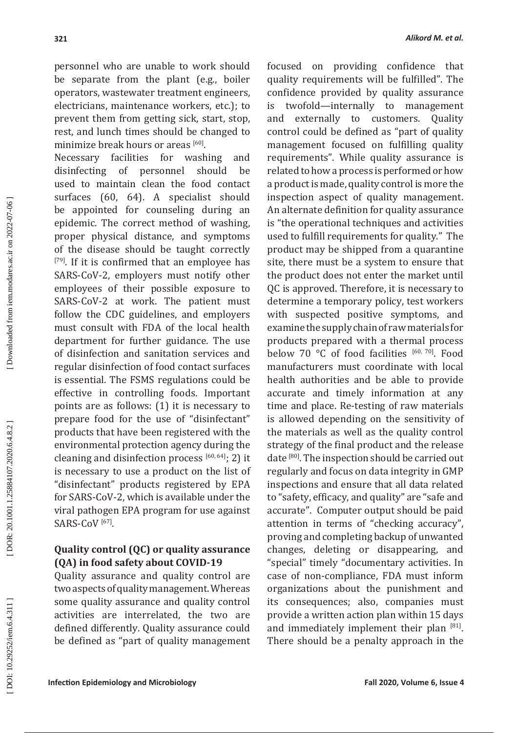personnel who are unable to work should be separate from the plant (e.g., boiler operators, wastewater treatment engineers, electricians, maintenance workers, etc.); to prevent them from getting sick, start, stop, rest, and lunch times should be changed to minimize break hours or areas [60].

Necessary facilities for washing and disinfecting of personnel should be used to maintain clean the food contact surfaces (60, 64). A specialist should be appointed for counseling during an epidemic. The correct method of washing, proper physical distance, and symptoms of the disease should be taught correctly [79]. If it is confirmed that an employee has SARS-CoV-2, employers must notify other employees of their possible exposure to SARS-CoV-2 at work. The patient must follow the CDC guidelines, and employers must consult with FDA of the local health department for further guidance. The use of disinfection and sanitation services and regular disinfection of food contact surfaces is essential. The FSMS regulations could be effective in controlling foods. Important points are as follows: (1) it is necessary to prepare food for the use of "disinfectant" products that have been registered with the environmental protection agency during the cleaning and disinfection process [60, 64]; 2) it is necessary to use a product on the list of "disinfectant" products registered by EPA for SARS-CoV-2, which is available under the viral pathogen EPA program for use against SARS-CoV [67].

## Quality control (QC) or quality assurance (QA) in food safety about COVID-19

Quality assurance and quality control are two aspects of quality management. Whereas some quality assurance and quality control activities are interrelated, the two are defined differently. Quality assurance could be defined as "part of quality management focused on providing confidence that quality requirements will be fulfilled". The confidence provided by quality assurance is twofold—internally to management and externally to customers. Quality control could be defined as "part of quality management focused on fulfilling quality requirements". While quality assurance is related to how a process is performed or how a product is made, quality control is more the inspection aspect of quality management. An alternate definition for quality assurance is "the operational techniques and activities used to fulfill requirements for quality." The product may be shipped from a quarantine site, there must be a system to ensure that the product does not enter the market until QC is approved. Therefore, it is necessary to determine a temporary policy, test workers with suspected positive symptoms, and examine the supply chain of raw materials for products prepared with a thermal process below 70 °C of food facilities [60, 70]. Food manufacturers must coordinate with local health authorities and be able to provide accurate and timely information at any time and place. Re-testing of raw materials is allowed depending on the sensitivity of the materials as well as the quality control strategy of the final product and the release date [80]. The inspection should be carried out regularly and focus on data integrity in GMP inspections and ensure that all data related to "safety, efficacy, and quality" are "safe and accurate". Computer output should be paid attention in terms of "checking accuracy", proving and completing backup of unwanted changes, deleting or disappearing, and "special" timely "documentary activities. In case of non-compliance, FDA must inform organizations about the punishment and its consequences; also, companies must provide a written action plan within 15 days and immediately implement their plan [81]. There should be a penalty approach in the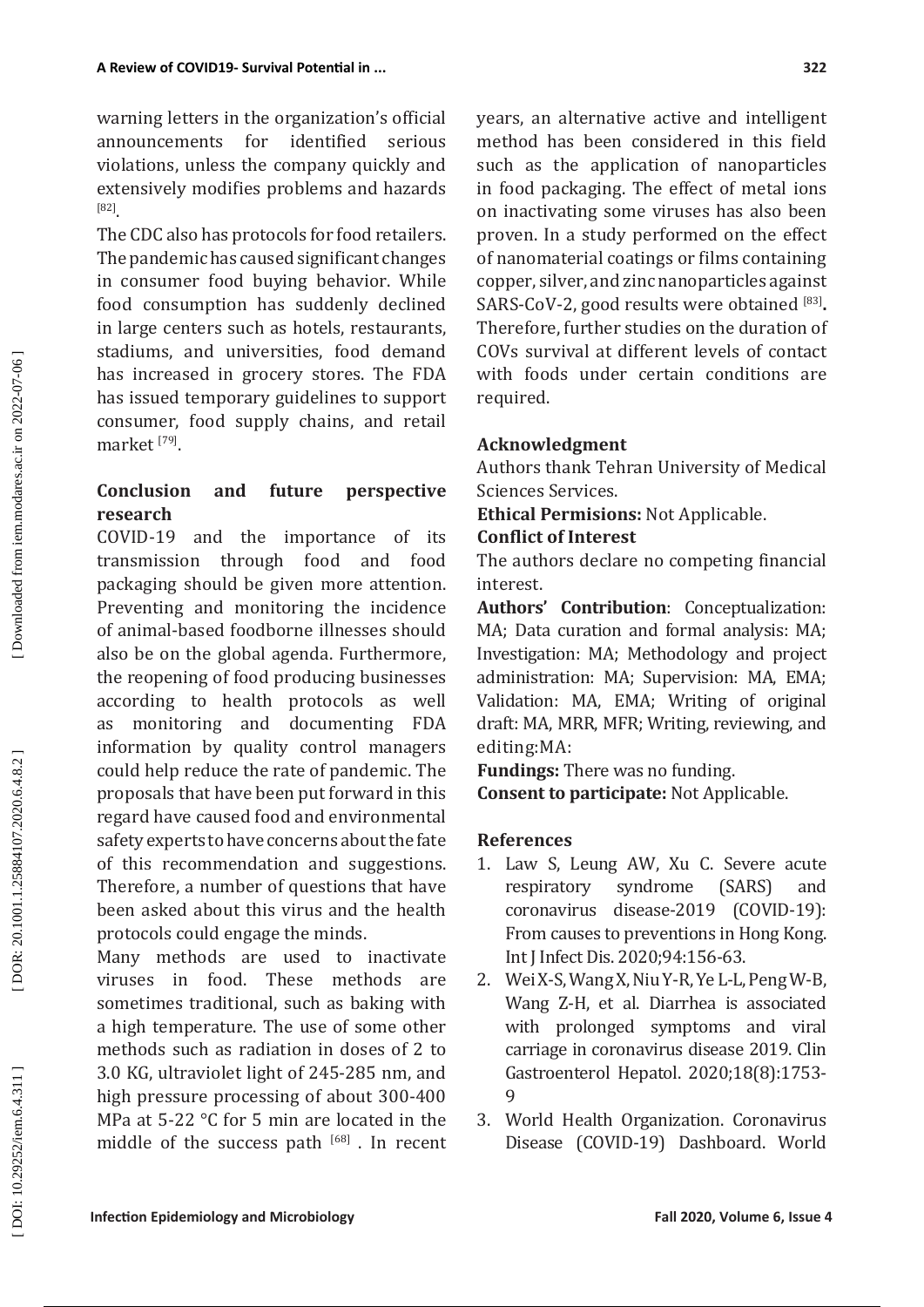warning letters in the organization's official announcements for identified serious violations, unless the company quickly and extensively modifies problems and hazards [82].

The CDC also has protocols for food retailers. The pandemic has caused significant changes in consumer food buying behavior. While food consumption has suddenly declined in large centers such as hotels, restaurants, stadiums, and universities, food demand has increased in grocery stores. The FDA has issued temporary guidelines to support consumer, food supply chains, and retail market [79].

## Conclusion and future perspective research

COVID-19 and the importance of its transmission through food and food packaging should be given more attention. Preventing and monitoring the incidence of animal-based foodborne illnesses should also be on the global agenda. Furthermore, the reopening of food producing businesses according to health protocols as well as monitoring and documenting FDA information by quality control managers could help reduce the rate of pandemic. The proposals that have been put forward in this regard have caused food and environmental safety experts to have concerns about the fate of this recommendation and suggestions. Therefore, a number of questions that have been asked about this virus and the health protocols could engage the minds.

Many methods are used to inactivate viruses in food. These methods are sometimes traditional, such as baking with a high temperature. The use of some other methods such as radiation in doses of 2 to 3.0 KG, ultraviolet light of 245-285 nm, and high pressure processing of about 300-400 MPa at 5-22 °C for 5 min are located in the middle of the success path [68] . In recent years, an alternative active and intelligent method has been considered in this field such as the application of nanoparticles in food packaging. The effect of metal ions on inactivating some viruses has also been proven. In a study performed on the effect of nanomaterial coatings or films containing copper, silver, and zinc nanoparticles against SARS-CoV-2, good results were obtained [83]**.** Therefore, further studies on the duration of COVs survival at different levels of contact with foods under certain conditions are required.

## Acknowledgment

Authors thank Tehran University of Medical Sciences Services.

**Ethical Permisions:** Not Applicable.

**Conflict of Interest**

The authors declare no competing financial interest.

**Authors' Contribution**: Conceptualization: MA; Data curation and formal analysis: MA; Investigation: MA; Methodology and project administration: MA; Supervision: MA, EMA; Validation: MA, EMA; Writing of original draft: MA, MRR, MFR; Writing, reviewing, and editing:MA:

**Fundings:** There was no funding.

**Consent to participate:** Not Applicable.

## References

1. Law S, Leung AW, Xu C. Severe acute respiratory syndrome (SARS) and coronavirus disease-2019 (COVID-19): From causes to preventions in Hong Kong. Int J Infect Dis. 2020;94:156-63.
2. Wei X-S, Wang X, Niu Y-R, Ye L-L, Peng W-B, Wang Z-H, et al. Diarrhea is associated with prolonged symptoms and viral carriage in coronavirus disease 2019. Clin Gastroenterol Hepatol. 2020;18(8):1753-9
3. World Health Organization. Coronavirus Disease (COVID-19) Dashboard. World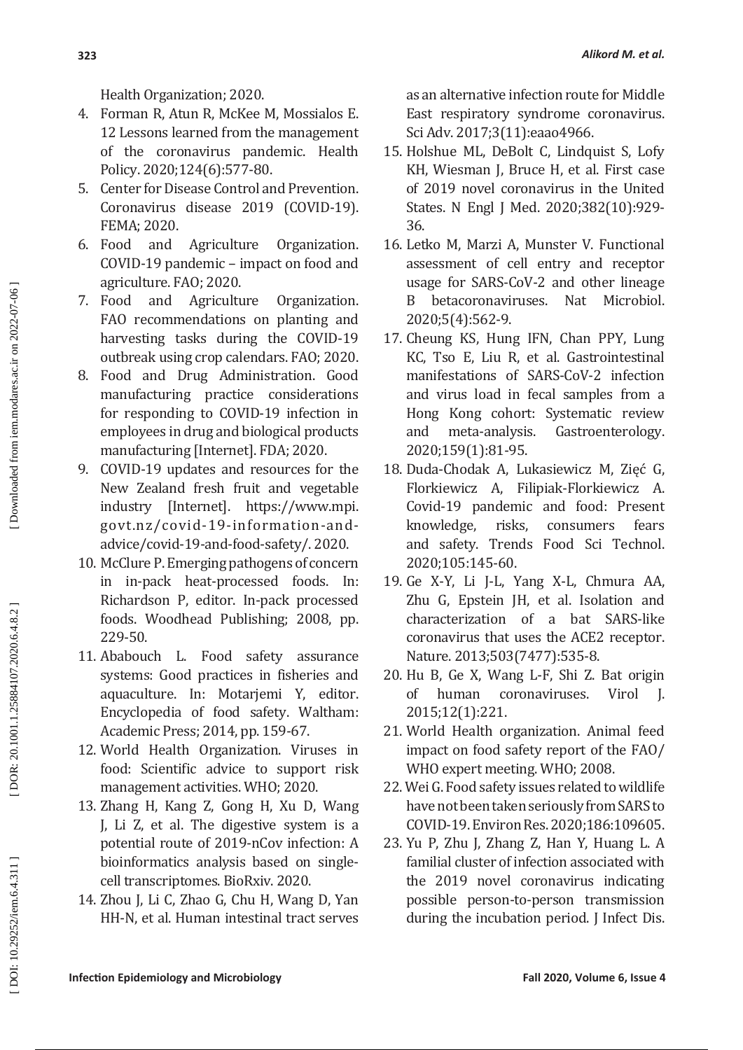Health Organization; 2020.

4. Forman R, Atun R, McKee M, Mossialos E. 12 Lessons learned from the management of the coronavirus pandemic. Health Policy. 2020;124(6):577-80.
5. Center for Disease Control and Prevention. Coronavirus disease 2019 (COVID-19). FEMA; 2020.
6. Food and Agriculture Organization. COVID-19 pandemic – impact on food and agriculture. FAO; 2020.
7. Food and Agriculture Organization. FAO recommendations on planting and harvesting tasks during the COVID-19 outbreak using crop calendars. FAO; 2020.
8. Food and Drug Administration. Good manufacturing practice considerations for responding to COVID-19 infection in employees in drug and biological products manufacturing [Internet]. FDA; 2020.
9. COVID-19 updates and resources for the New Zealand fresh fruit and vegetable industry [Internet]. https://www.mpi.govt.nz/covid-19-information-and-advice/covid-19-and-food-safety/. 2020.
10. McClure P. Emerging pathogens of concern in in-pack heat-processed foods. In: Richardson P, editor. In-pack processed foods. Woodhead Publishing; 2008, pp. 229-50.
11. Ababouch L. Food safety assurance systems: Good practices in fisheries and aquaculture. In: Motarjemi Y, editor. Encyclopedia of food safety. Waltham: Academic Press; 2014, pp. 159-67.
12. World Health Organization. Viruses in food: Scientific advice to support risk management activities. WHO; 2020.
13. Zhang H, Kang Z, Gong H, Xu D, Wang J, Li Z, et al. The digestive system is a potential route of 2019-nCov infection: A bioinformatics analysis based on single-cell transcriptomes. BioRxiv. 2020.
14. Zhou J, Li C, Zhao G, Chu H, Wang D, Yan HH-N, et al. Human intestinal tract serves as an alternative infection route for Middle East respiratory syndrome coronavirus. Sci Adv. 2017;3(11):eaao4966.
15. Holshue ML, DeBolt C, Lindquist S, Lofy KH, Wiesman J, Bruce H, et al. First case of 2019 novel coronavirus in the United States. N Engl J Med. 2020;382(10):929-36.
16. Letko M, Marzi A, Munster V. Functional assessment of cell entry and receptor usage for SARS-CoV-2 and other lineage B betacoronaviruses. Nat Microbiol. 2020;5(4):562-9.
17. Cheung KS, Hung IFN, Chan PPY, Lung KC, Tso E, Liu R, et al. Gastrointestinal manifestations of SARS-CoV-2 infection and virus load in fecal samples from a Hong Kong cohort: Systematic review and meta-analysis. Gastroenterology. 2020;159(1):81-95.
18. Duda-Chodak A, Lukasiewicz M, Zięć G, Florkiewicz A, Filipiak-Florkiewicz A. Covid-19 pandemic and food: Present knowledge, risks, consumers fears and safety. Trends Food Sci Technol. 2020;105:145-60.
19. Ge X-Y, Li J-L, Yang X-L, Chmura AA, Zhu G, Epstein JH, et al. Isolation and characterization of a bat SARS-like coronavirus that uses the ACE2 receptor. Nature. 2013;503(7477):535-8.
20. Hu B, Ge X, Wang L-F, Shi Z. Bat origin of human coronaviruses. Virol J. 2015;12(1):221.
21. World Health organization. Animal feed impact on food safety report of the FAO/WHO expert meeting. WHO; 2008.
22. Wei G. Food safety issues related to wildlife have not been taken seriously from SARS to COVID-19. Environ Res. 2020;186:109605.
23. Yu P, Zhu J, Zhang Z, Han Y, Huang L. A familial cluster of infection associated with the 2019 novel coronavirus indicating possible person-to-person transmission during the incubation period. J Infect Dis.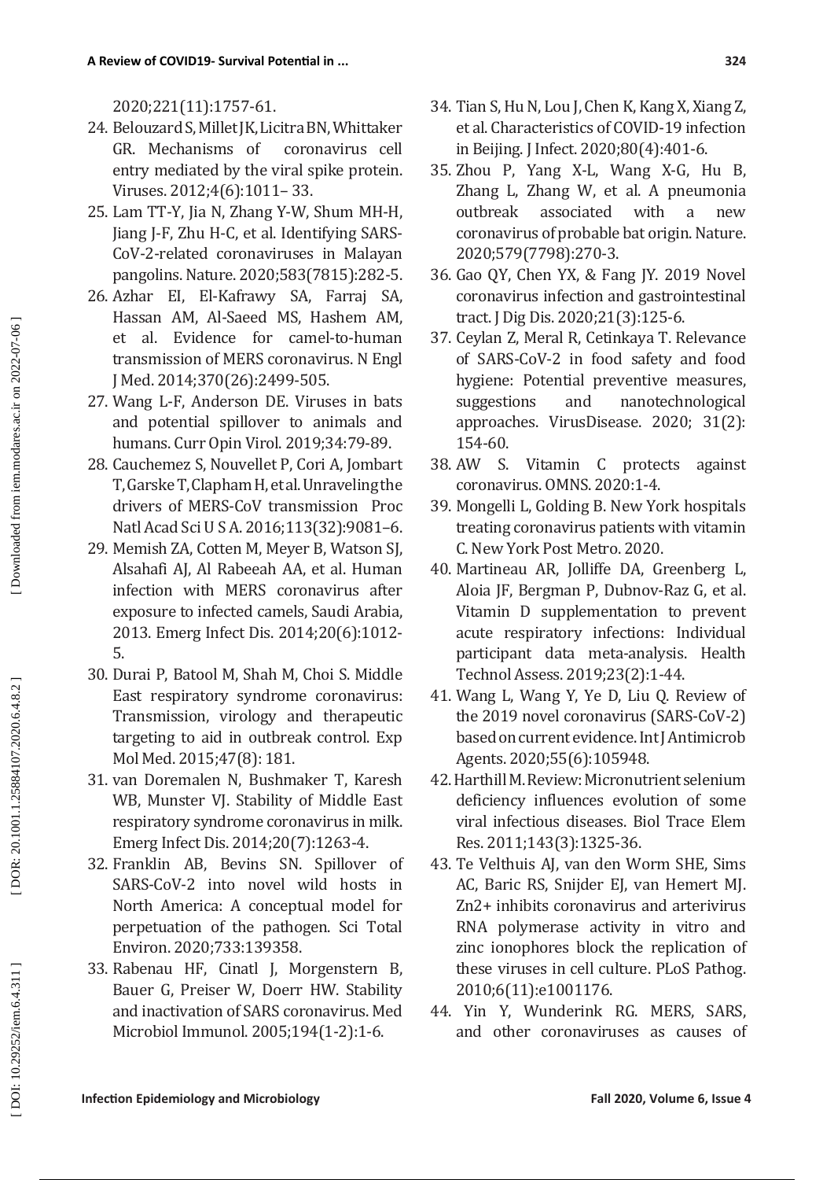2020;221(11):1757-61.

24. Belouzard S, Millet JK, Licitra BN, Whittaker GR. Mechanisms of coronavirus cell entry mediated by the viral spike protein. Viruses. 2012;4(6):1011– 33.
25. Lam TT-Y, Jia N, Zhang Y-W, Shum MH-H, Jiang J-F, Zhu H-C, et al. Identifying SARS-CoV-2-related coronaviruses in Malayan pangolins. Nature. 2020;583(7815):282-5.
26. Azhar EI, El-Kafrawy SA, Farraj SA, Hassan AM, Al-Saeed MS, Hashem AM, et al. Evidence for camel-to-human transmission of MERS coronavirus. N Engl J Med. 2014;370(26):2499-505.
27. Wang L-F, Anderson DE. Viruses in bats and potential spillover to animals and humans. Curr Opin Virol. 2019;34:79-89.
28. Cauchemez S, Nouvellet P, Cori A, Jombart T, Garske T, Clapham H, et al. Unraveling the drivers of MERS-CoV transmission Proc Natl Acad Sci U S A. 2016;113(32):9081–6.
29. Memish ZA, Cotten M, Meyer B, Watson SJ, Alsahafi AJ, Al Rabeeah AA, et al. Human infection with MERS coronavirus after exposure to infected camels, Saudi Arabia, 2013. Emerg Infect Dis. 2014;20(6):1012-5.
30. Durai P, Batool M, Shah M, Choi S. Middle East respiratory syndrome coronavirus: Transmission, virology and therapeutic targeting to aid in outbreak control. Exp Mol Med. 2015;47(8): 181.
31. van Doremalen N, Bushmaker T, Karesh WB, Munster VJ. Stability of Middle East respiratory syndrome coronavirus in milk. Emerg Infect Dis. 2014;20(7):1263-4.
32. Franklin AB, Bevins SN. Spillover of SARS-CoV-2 into novel wild hosts in North America: A conceptual model for perpetuation of the pathogen. Sci Total Environ. 2020;733:139358.
33. Rabenau HF, Cinatl J, Morgenstern B, Bauer G, Preiser W, Doerr HW. Stability and inactivation of SARS coronavirus. Med Microbiol Immunol. 2005;194(1-2):1-6.
34. Tian S, Hu N, Lou J, Chen K, Kang X, Xiang Z, et al. Characteristics of COVID-19 infection in Beijing. J Infect. 2020;80(4):401-6.
35. Zhou P, Yang X-L, Wang X-G, Hu B, Zhang L, Zhang W, et al. A pneumonia outbreak associated with a new coronavirus of probable bat origin. Nature. 2020;579(7798):270-3.
36. Gao QY, Chen YX, & Fang JY. 2019 Novel coronavirus infection and gastrointestinal tract. J Dig Dis. 2020;21(3):125-6.
37. Ceylan Z, Meral R, Cetinkaya T. Relevance of SARS-CoV-2 in food safety and food hygiene: Potential preventive measures, suggestions and nanotechnological approaches. VirusDisease. 2020; 31(2): 154-60.
38. AW S. Vitamin C protects against coronavirus. OMNS. 2020:1-4.
39. Mongelli L, Golding B. New York hospitals treating coronavirus patients with vitamin C. New York Post Metro. 2020.
40. Martineau AR, Jolliffe DA, Greenberg L, Aloia JF, Bergman P, Dubnov-Raz G, et al. Vitamin D supplementation to prevent acute respiratory infections: Individual participant data meta-analysis. Health Technol Assess. 2019;23(2):1-44.
41. Wang L, Wang Y, Ye D, Liu Q. Review of the 2019 novel coronavirus (SARS-CoV-2) based on current evidence. Int J Antimicrob Agents. 2020;55(6):105948.
42. Harthill M. Review: Micronutrient selenium deficiency influences evolution of some viral infectious diseases. Biol Trace Elem Res. 2011;143(3):1325-36.
43. Te Velthuis AJ, van den Worm SHE, Sims AC, Baric RS, Snijder EJ, van Hemert MJ. $Zn^{2+}$ inhibits coronavirus and arterivirus RNA polymerase activity in vitro and zinc ionophores block the replication of these viruses in cell culture. PLoS Pathog. 2010;6(11):e1001176.
44. Yin Y, Wunderink RG. MERS, SARS, and other coronaviruses as causes of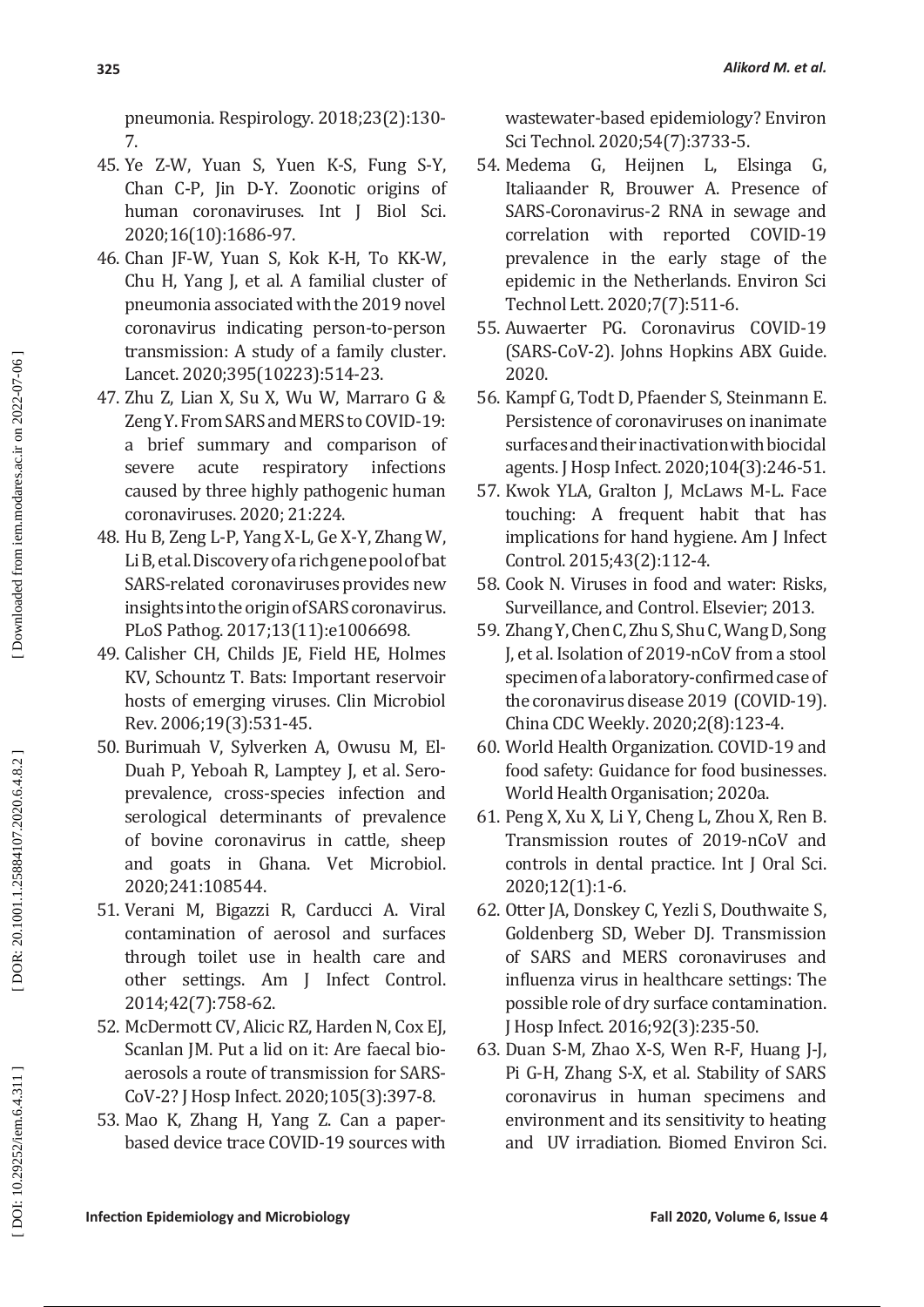pneumonia. Respirology. 2018;23(2):130-7.

45. Ye Z-W, Yuan S, Yuen K-S, Fung S-Y, Chan C-P, Jin D-Y. Zoonotic origins of human coronaviruses. Int J Biol Sci. 2020;16(10):1686-97.
46. Chan JF-W, Yuan S, Kok K-H, To KK-W, Chu H, Yang J, et al. A familial cluster of pneumonia associated with the 2019 novel coronavirus indicating person-to-person transmission: A study of a family cluster. Lancet. 2020;395(10223):514-23.
47. Zhu Z, Lian X, Su X, Wu W, Marraro G & Zeng Y. From SARS and MERS to COVID-19: a brief summary and comparison of severe acute respiratory infections caused by three highly pathogenic human coronaviruses. 2020; 21:224.
48. Hu B, Zeng L-P, Yang X-L, Ge X-Y, Zhang W, Li B, et al. Discovery of a rich gene pool of bat SARS-related coronaviruses provides new insights into the origin of SARS coronavirus. PLoS Pathog. 2017;13(11):e1006698.
49. Calisher CH, Childs JE, Field HE, Holmes KV, Schountz T. Bats: Important reservoir hosts of emerging viruses. Clin Microbiol Rev. 2006;19(3):531-45.
50. Burimuah V, Sylverken A, Owusu M, El-Duah P, Yeboah R, Lamptey J, et al. Sero-prevalence, cross-species infection and serological determinants of prevalence of bovine coronavirus in cattle, sheep and goats in Ghana. Vet Microbiol. 2020;241:108544.
51. Verani M, Bigazzi R, Carducci A. Viral contamination of aerosol and surfaces through toilet use in health care and other settings. Am J Infect Control. 2014;42(7):758-62.
52. McDermott CV, Alicic RZ, Harden N, Cox EJ, Scanlan JM. Put a lid on it: Are faecal bio-aerosols a route of transmission for SARS-CoV-2? J Hosp Infect. 2020;105(3):397-8.
53. Mao K, Zhang H, Yang Z. Can a paper-based device trace COVID-19 sources with wastewater-based epidemiology? Environ Sci Technol. 2020;54(7):3733-5.
54. Medema G, Heijnen L, Elsinga G, Italiaander R, Brouwer A. Presence of SARS-Coronavirus-2 RNA in sewage and correlation with reported COVID-19 prevalence in the early stage of the epidemic in the Netherlands. Environ Sci Technol Lett. 2020;7(7):511-6.
55. Auwaerter PG. Coronavirus COVID-19 (SARS-CoV-2). Johns Hopkins ABX Guide. 2020.
56. Kampf G, Todt D, Pfaender S, Steinmann E. Persistence of coronaviruses on inanimate surfaces and their inactivation with biocidal agents. J Hosp Infect. 2020;104(3):246-51.
57. Kwok YLA, Gralton J, McLaws M-L. Face touching: A frequent habit that has implications for hand hygiene. Am J Infect Control. 2015;43(2):112-4.
58. Cook N. Viruses in food and water: Risks, Surveillance, and Control. Elsevier; 2013.
59. Zhang Y, Chen C, Zhu S, Shu C, Wang D, Song J, et al. Isolation of 2019-nCoV from a stool specimen of a laboratory-confirmed case of the coronavirus disease 2019 (COVID-19). China CDC Weekly. 2020;2(8):123-4.
60. World Health Organization. COVID-19 and food safety: Guidance for food businesses. World Health Organisation; 2020a.
61. Peng X, Xu X, Li Y, Cheng L, Zhou X, Ren B. Transmission routes of 2019-nCoV and controls in dental practice. Int J Oral Sci. 2020;12(1):1-6.
62. Otter JA, Donskey C, Yezli S, Douthwaite S, Goldenberg SD, Weber DJ. Transmission of SARS and MERS coronaviruses and influenza virus in healthcare settings: The possible role of dry surface contamination. J Hosp Infect. 2016;92(3):235-50.
63. Duan S-M, Zhao X-S, Wen R-F, Huang J-J, Pi G-H, Zhang S-X, et al. Stability of SARS coronavirus in human specimens and environment and its sensitivity to heating and UV irradiation. Biomed Environ Sci.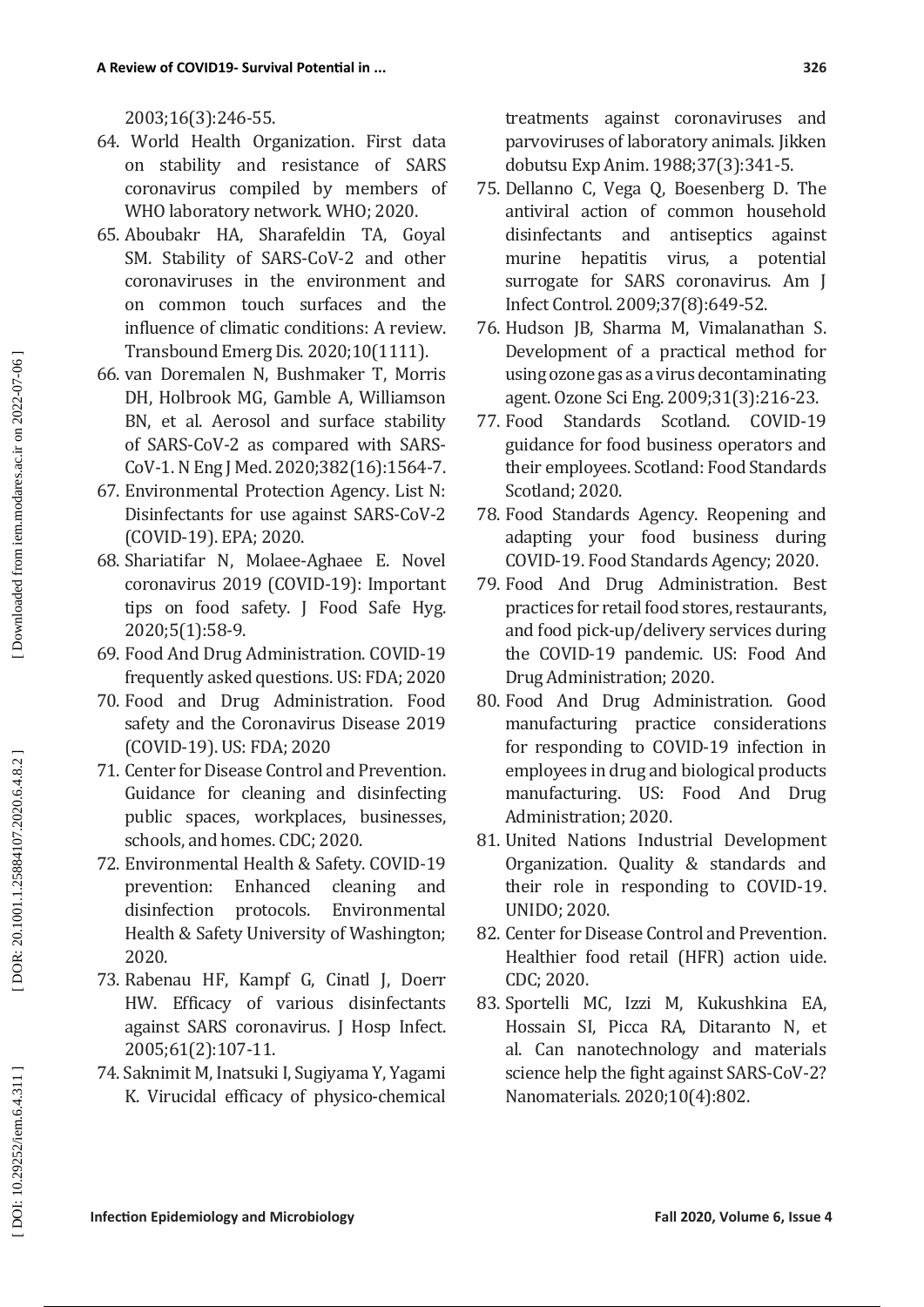2003;16(3):246-55.

64. World Health Organization. First data on stability and resistance of SARS coronavirus compiled by members of WHO laboratory network. WHO; 2020.
65. Aboubakr HA, Sharafeldin TA, Goyal SM. Stability of SARS-CoV-2 and other coronaviruses in the environment and on common touch surfaces and the influence of climatic conditions: A review. Transbound Emerg Dis. 2020;10(1111).
66. van Doremalen N, Bushmaker T, Morris DH, Holbrook MG, Gamble A, Williamson BN, et al. Aerosol and surface stability of SARS-CoV-2 as compared with SARS-CoV-1. N Eng J Med. 2020;382(16):1564-7.
67. Environmental Protection Agency. List N: Disinfectants for use against SARS-CoV-2 (COVID-19). EPA; 2020.
68. Shariatifar N, Molaee-Aghaee E. Novel coronavirus 2019 (COVID-19): Important tips on food safety. J Food Safe Hyg. 2020;5(1):58-9.
69. Food And Drug Administration. COVID-19 frequently asked questions. US: FDA; 2020
70. Food and Drug Administration. Food safety and the Coronavirus Disease 2019 (COVID-19). US: FDA; 2020
71. Center for Disease Control and Prevention. Guidance for cleaning and disinfecting public spaces, workplaces, businesses, schools, and homes. CDC; 2020.
72. Environmental Health & Safety. COVID-19 prevention: Enhanced cleaning and disinfection protocols. Environmental Health & Safety University of Washington; 2020.
73. Rabenau HF, Kampf G, Cinatl J, Doerr HW. Efficacy of various disinfectants against SARS coronavirus. J Hosp Infect. 2005;61(2):107-11.
74. Saknimit M, Inatsuki I, Sugiyama Y, Yagami K. Virucidal efficacy of physico-chemical treatments against coronaviruses and parvoviruses of laboratory animals. Jikken dobutsu Exp Anim. 1988;37(3):341-5.
75. Dellanno C, Vega Q, Boesenberg D. The antiviral action of common household disinfectants and antiseptics against murine hepatitis virus, a potential surrogate for SARS coronavirus. Am J Infect Control. 2009;37(8):649-52.
76. Hudson JB, Sharma M, Vimalanathan S. Development of a practical method for using ozone gas as a virus decontaminating agent. Ozone Sci Eng. 2009;31(3):216-23.
77. Food Standards Scotland. COVID-19 guidance for food business operators and their employees. Scotland: Food Standards Scotland; 2020.
78. Food Standards Agency. Reopening and adapting your food business during COVID-19. Food Standards Agency; 2020.
79. Food And Drug Administration. Best practices for retail food stores, restaurants, and food pick-up/delivery services during the COVID-19 pandemic. US: Food And Drug Administration; 2020.
80. Food And Drug Administration. Good manufacturing practice considerations for responding to COVID-19 infection in employees in drug and biological products manufacturing. US: Food And Drug Administration; 2020.
81. United Nations Industrial Development Organization. Quality & standards and their role in responding to COVID-19. UNIDO; 2020.
82. Center for Disease Control and Prevention. Healthier food retail (HFR) action uide. CDC; 2020.
83. Sportelli MC, Izzi M, Kukushkina EA, Hossain SI, Picca RA, Ditaranto N, et al. Can nanotechnology and materials science help the fight against SARS-CoV-2? Nanomaterials. 2020;10(4):802.